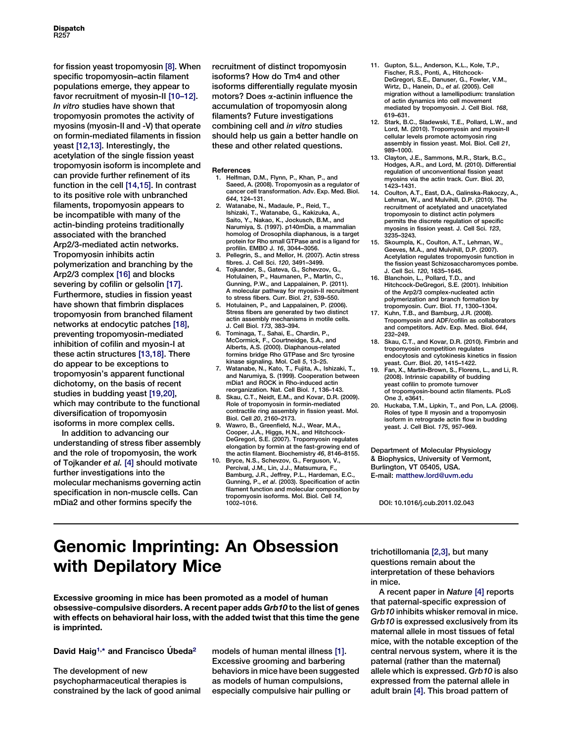for fission yeast tropomyosin [8]. When specific tropomyosin–actin filament populations emerge, they appear to favor recruitment of myosin-II [10–12]. *In vitro* studies have shown that tropomyosin promotes the activity of myosins (myosin-II and -V) that operate on formin-mediated filaments in fission yeast [12,13]. Interestingly, the acetylation of the single fission yeast tropomyosin isoform is incomplete and can provide further refinement of its function in the cell [14,15]. In contrast to its positive role with unbranched filaments, tropomyosin appears to be incompatible with many of the actin-binding proteins traditionally associated with the branched Arp2/3-mediated actin networks. Tropomyosin inhibits actin polymerization and branching by the Arp2/3 complex [16] and blocks severing by cofilin or gelsolin [17]. Furthermore, studies in fission yeast have shown that fimbrin displaces tropomyosin from branched filament networks at endocytic patches [18], preventing tropomyosin-mediated inhibition of cofilin and myosin-I at these actin structures [13,18]. There do appear to be exceptions to tropomyosin's apparent functional dichotomy, on the basis of recent studies in budding yeast [19,20], which may contribute to the functional diversification of tropomyosin isoforms in more complex cells.

In addition to advancing our understanding of stress fiber assembly and the role of tropomyosin, the work of Tojkander *et al.* [4] should motivate further investigations into the molecular mechanisms governing actin specification in non-muscle cells. Can mDia2 and other formins specify the recruitment of distinct tropomyosin isoforms? How do Tm4 and other isoforms differentially regulate myosin motors? Does α-actinin influence the accumulation of tropomyosin along filaments? Future investigations combining cell and *in vitro* studies should help us gain a better handle on these and other related questions.

### References

1. Helfman, D.M., Flynn, P., Khan, P., and Saeed, A. (2008). Tropomyosin as a regulator of cancer cell transformation. Adv. Exp. Med. Biol. *644*, 124–131.
2. Watanabe, N., Madaule, P., Reid, T., Ishizaki, T., Watanabe, G., Kakizuka, A., Saito, Y., Nakao, K., Jockusch, B.M., and Narumiya, S. (1997). p140mDia, a mammalian homolog of Drosophila diaphanous, is a target protein for Rho small GTPase and is a ligand for profilin. EMBO J. *16*, 3044–3056.
3. Pellegrin, S., and Mellor, H. (2007). Actin stress fibres. J. Cell Sci. *120*, 3491–3499.
4. Tojkander, S., Gateva, G., Schevzov, G., Hotulainen, P., Haumanen, P., Martin, C., Gunning, P.W., and Lappalainen, P. (2011). A molecular pathway for myosin-II recruitment to stress fibers. Curr. Biol. *21*, 539–550.
5. Hotulainen, P., and Lappalainen, P. (2006). Stress fibers are generated by two distinct actin assembly mechanisms in motile cells. J. Cell Biol. *173*, 383–394.
6. Tominaga, T., Sahai, E., Chardin, P., McCormick, F., Courtneidge, S.A., and Alberts, A.S. (2000). Diaphanous-related formins bridge Rho GTPase and Src tyrosine kinase signaling. Mol. Cell *5*, 13–25.
7. Watanabe, N., Kato, T., Fujita, A., Ishizaki, T., and Narumiya, S. (1999). Cooperation between mDia1 and ROCK in Rho-induced actin reorganization. Nat. Cell Biol. *1*, 136–143.
8. Skau, C.T., Neidt, E.M., and Kovar, D.R. (2009). Role of tropomyosin in formin-mediated contractile ring assembly in fission yeast. Mol. Biol. Cell *20*, 2160–2173.
9. Wawro, B., Greenfield, N.J., Wear, M.A., Cooper, J.A., Higgs, H.N., and Hitchcock-DeGregori, S.E. (2007). Tropomyosin regulates elongation by formin at the fast-growing end of the actin filament. Biochemistry *46*, 8146–8155.
10. Bryce, N.S., Schevzov, G., Ferguson, V., Percival, J.M., Lin, J.J., Matsumura, F., Bamburg, J.R., Jeffrey, P.L., Hardeman, E.C., Gunning, P., *et al*. (2003). Specification of actin filament function and molecular composition by tropomyosin isoforms. Mol. Biol. Cell *14*, 1002–1016.
11. Gupton, S.L., Anderson, K.L., Kole, T.P., Fischer, R.S., Ponti, A., Hitchcock-DeGregori, S.E., Danuser, G., Fowler, V.M., Wirtz, D., Hanein, D., *et al*. (2005). Cell migration without a lamellipodium: translation of actin dynamics into cell movement mediated by tropomyosin. J. Cell Biol. *168*, 619–631.
12. Stark, B.C., Sladewski, T.E., Pollard, L.W., and Lord, M. (2010). Tropomyosin and myosin-II cellular levels promote actomyosin ring assembly in fission yeast. Mol. Biol. Cell *21*, 989–1000.
13. Clayton, J.E., Sammons, M.R., Stark, B.C., Hodges, A.R., and Lord, M. (2010). Differential regulation of unconventional fission yeast myosins via the actin track. Curr. Biol. *20*, 1423–1431.
14. Coulton, A.T., East, D.A., Galinska-Rakoczy, A., Lehman, W., and Mulvihill, D.P. (2010). The recruitment of acetylated and unacetylated tropomyosin to distinct actin polymers permits the discrete regulation of specific myosins in fission yeast. J. Cell Sci. *123*, 3235–3243.
15. Skoumpla, K., Coulton, A.T., Lehman, W., Geeves, M.A., and Mulvihill, D.P. (2007). Acetylation regulates tropomyosin function in the fission yeast Schizosaccharomyces pombe. J. Cell Sci. *120*, 1635–1645.
16. Blanchoin, L., Pollard, T.D., and Hitchcock-DeGregori, S.E. (2001). Inhibition of the Arp2/3 complex-nucleated actin polymerization and branch formation by tropomyosin. Curr. Biol. *11*, 1300–1304.
17. Kuhn, T.B., and Bamburg, J.R. (2008). Tropomyosin and ADF/cofilin as collaborators and competitors. Adv. Exp. Med. Biol. *644*, 232–249.
18. Skau, C.T., and Kovar, D.R. (2010). Fimbrin and tropomyosin competition regulates endocytosis and cytokinesis kinetics in fission yeast. Curr. Biol. *20*, 1415–1422.
19. Fan, X., Martin-Brown, S., Florens, L., and Li, R. (2008). Intrinsic capability of budding yeast cofilin to promote turnover of tropomyosin-bound actin filaments. PLoS One *3*, e3641.
20. Huckaba, T.M., Lipkin, T., and Pon, L.A. (2006). Roles of type II myosin and a tropomyosin isoform in retrograde actin flow in budding yeast. J. Cell Biol. *175*, 957–969.

Department of Molecular Physiology & Biophysics, University of Vermont, Burlington, VT 05405, USA.
E-mail: matthew.lord@uvm.edu

DOI: 10.1016/j.cub.2011.02.043

# Genomic Imprinting: An Obsession with Depilatory Mice

**Excessive grooming in mice has been promoted as a model of human obsessive-compulsive disorders. A recent paper adds *Grb10* to the list of genes with effects on behavioral hair loss, with the added twist that this time the gene is imprinted.**

**David Haig[1,*] and Francisco Úbeda[2]**

The development of new psychopharmaceutical therapies is constrained by the lack of good animal models of human mental illness [1]. Excessive grooming and barbering behaviors in mice have been suggested as models of human compulsions, especially compulsive hair pulling or trichotillomania [2,3], but many questions remain about the interpretation of these behaviors in mice.

A recent paper in *Nature* [4] reports that paternal-specific expression of *Grb10* inhibits whisker removal in mice. *Grb10* is expressed exclusively from its maternal allele in most tissues of fetal mice, with the notable exception of the central nervous system, where it is the paternal (rather than the maternal) allele which is expressed. *Grb10* is also expressed from the paternal allele in adult brain [4]. This broad pattern of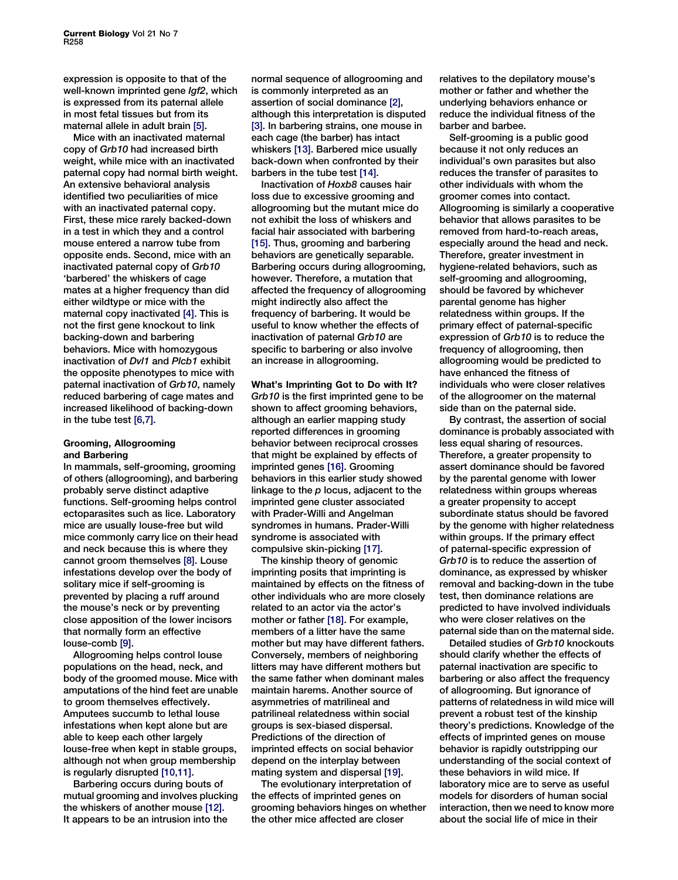expression is opposite to that of the well-known imprinted gene *Igf2*, which is expressed from its paternal allele in most fetal tissues but from its maternal allele in adult brain [5].

Mice with an inactivated maternal copy of *Grb10* had increased birth weight, while mice with an inactivated paternal copy had normal birth weight. An extensive behavioral analysis identified two peculiarities of mice with an inactivated paternal copy. First, these mice rarely backed-down in a test in which they and a control mouse entered a narrow tube from opposite ends. Second, mice with an inactivated paternal copy of *Grb10* 'barbered' the whiskers of cage mates at a higher frequency than did either wildtype or mice with the maternal copy inactivated [4]. This is not the first gene knockout to link backing-down and barbering behaviors. Mice with homozygous inactivation of *Dvl1* and *Plcb1* exhibit the opposite phenotypes to mice with paternal inactivation of *Grb10*, namely reduced barbering of cage mates and increased likelihood of backing-down in the tube test [6,7].

## Grooming, Allogrooming and Barbering

In mammals, self-grooming, grooming of others (allogrooming), and barbering probably serve distinct adaptive functions. Self-grooming helps control ectoparasites such as lice. Laboratory mice are usually louse-free but wild mice commonly carry lice on their head and neck because this is where they cannot groom themselves [8]. Louse infestations develop over the body of solitary mice if self-grooming is prevented by placing a ruff around the mouse's neck or by preventing close apposition of the lower incisors that normally form an effective louse-comb [9].

Allogrooming helps control louse populations on the head, neck, and body of the groomed mouse. Mice with amputations of the hind feet are unable to groom themselves effectively. Amputees succumb to lethal louse infestations when kept alone but are able to keep each other largely louse-free when kept in stable groups, although not when group membership is regularly disrupted [10,11].

Barbering occurs during bouts of mutual grooming and involves plucking the whiskers of another mouse [12]. It appears to be an intrusion into the normal sequence of allogrooming and is commonly interpreted as an assertion of social dominance [2], although this interpretation is disputed [3]. In barbering strains, one mouse in each cage (the barber) has intact whiskers [13]. Barbered mice usually back-down when confronted by their barbers in the tube test [14].

Inactivation of *Hoxb8* causes hair loss due to excessive grooming and allogrooming but the mutant mice do not exhibit the loss of whiskers and facial hair associated with barbering [15]. Thus, grooming and barbering behaviors are genetically separable. Barbering occurs during allogrooming, however. Therefore, a mutation that affected the frequency of allogrooming might indirectly also affect the frequency of barbering. It would be useful to know whether the effects of inactivation of paternal *Grb10* are specific to barbering or also involve an increase in allogrooming.

## What's Imprinting Got to Do with It?

*Grb10* is the first imprinted gene to be shown to affect grooming behaviors, although an earlier mapping study reported differences in grooming behavior between reciprocal crosses that might be explained by effects of imprinted genes [16]. Grooming behaviors in this earlier study showed linkage to the *p* locus, adjacent to the imprinted gene cluster associated with Prader-Willi and Angelman syndromes in humans. Prader-Willi syndrome is associated with compulsive skin-picking [17].

The kinship theory of genomic imprinting posits that imprinting is maintained by effects on the fitness of other individuals who are more closely related to an actor via the actor's mother or father [18]. For example, members of a litter have the same mother but may have different fathers. Conversely, members of neighboring litters may have different mothers but the same father when dominant males maintain harems. Another source of asymmetries of matrilineal and patrilineal relatedness within social groups is sex-biased dispersal. Predictions of the direction of imprinted effects on social behavior depend on the interplay between mating system and dispersal [19].

The evolutionary interpretation of the effects of imprinted genes on grooming behaviors hinges on whether the other mice affected are closer relatives to the depilatory mouse's mother or father and whether the underlying behaviors enhance or reduce the individual fitness of the barber and barbee.

Self-grooming is a public good because it not only reduces an individual's own parasites but also reduces the transfer of parasites to other individuals with whom the groomer comes into contact. Allogrooming is similarly a cooperative behavior that allows parasites to be removed from hard-to-reach areas, especially around the head and neck. Therefore, greater investment in hygiene-related behaviors, such as self-grooming and allogrooming, should be favored by whichever parental genome has higher relatedness within groups. If the primary effect of paternal-specific expression of *Grb10* is to reduce the frequency of allogrooming, then allogrooming would be predicted to have enhanced the fitness of individuals who were closer relatives of the allogroomer on the maternal side than on the paternal side.

By contrast, the assertion of social dominance is probably associated with less equal sharing of resources. Therefore, a greater propensity to assert dominance should be favored by the parental genome with lower relatedness within groups whereas a greater propensity to accept subordinate status should be favored by the genome with higher relatedness within groups. If the primary effect of paternal-specific expression of *Grb10* is to reduce the assertion of dominance, as expressed by whisker removal and backing-down in the tube test, then dominance relations are predicted to have involved individuals who were closer relatives on the paternal side than on the maternal side.

Detailed studies of *Grb10* knockouts should clarify whether the effects of paternal inactivation are specific to barbering or also affect the frequency of allogrooming. But ignorance of patterns of relatedness in wild mice will prevent a robust test of the kinship theory's predictions. Knowledge of the effects of imprinted genes on mouse behavior is rapidly outstripping our understanding of the social context of these behaviors in wild mice. If laboratory mice are to serve as useful models for disorders of human social interaction, then we need to know more about the social life of mice in their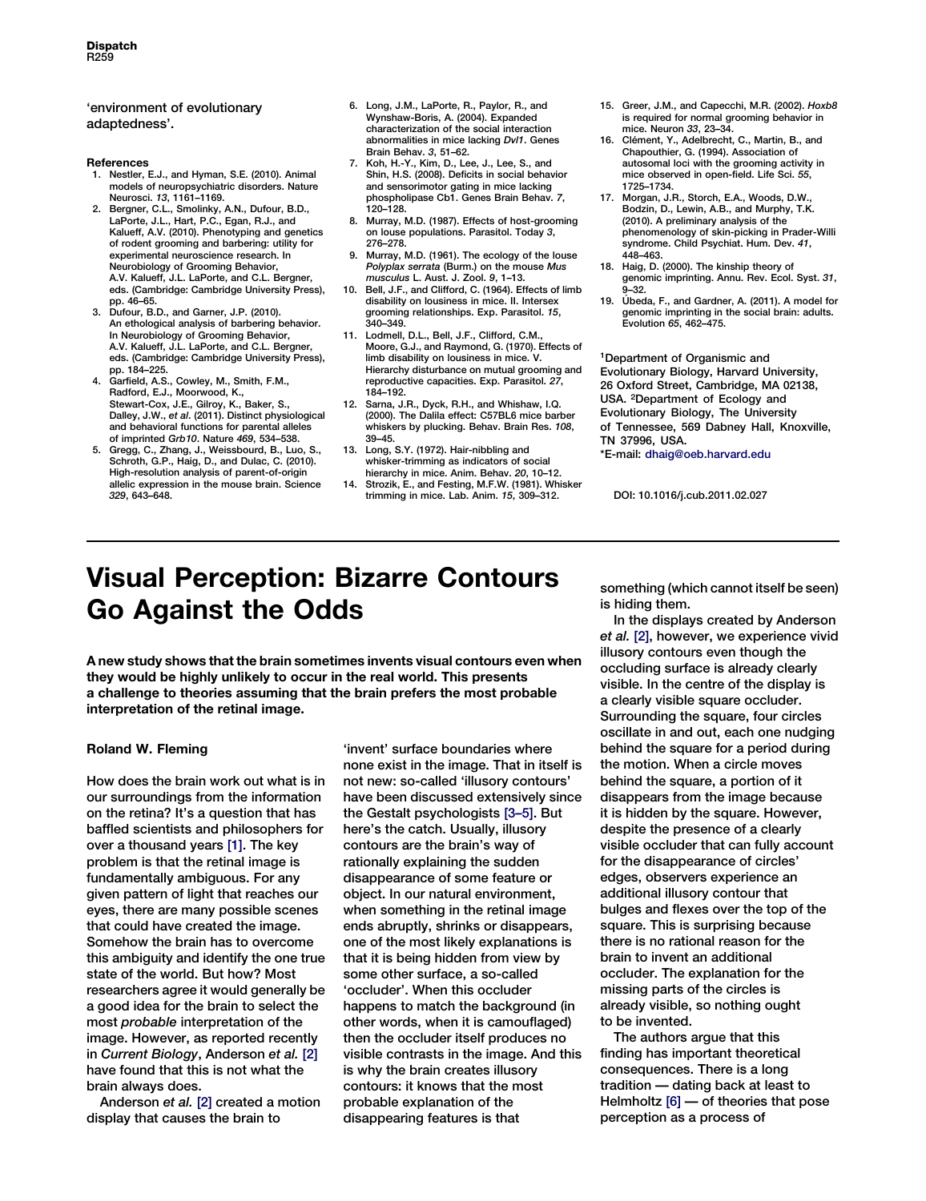'environment of evolutionary adaptedness'.

### References

1. Nestler, E.J., and Hyman, S.E. (2010). Animal models of neuropsychiatric disorders. Nature Neurosci. *13*, 1161–1169.
2. Bergner, C.L., Smolinky, A.N., Dufour, B.D., LaPorte, J.L., Hart, P.C., Egan, R.J., and Kalueff, A.V. (2010). Phenotyping and genetics of rodent grooming and barbering: utility for experimental neuroscience research. In Neurobiology of Grooming Behavior, A.V. Kalueff, J.L. LaPorte, and C.L. Bergner, eds. (Cambridge: Cambridge University Press), pp. 46–65.
3. Dufour, B.D., and Garner, J.P. (2010). An ethological analysis of barbering behavior. In Neurobiology of Grooming Behavior, A.V. Kalueff, J.L. LaPorte, and C.L. Bergner, eds. (Cambridge: Cambridge University Press), pp. 184–225.
4. Garfield, A.S., Cowley, M., Smith, F.M., Radford, E.J., Moorwood, K., Stewart-Cox, J.E., Gilroy, K., Baker, S., Dalley, J.W., *et al*. (2011). Distinct physiological and behavioral functions for parental alleles of imprinted *Grb10*. Nature *469*, 534–538.
5. Gregg, C., Zhang, J., Weissbourd, B., Luo, S., Schroth, G.P., Haig, D., and Dulac, C. (2010). High-resolution analysis of parent-of-origin allelic expression in the mouse brain. Science *329*, 643–648.
6. Long, J.M., LaPorte, R., Paylor, R., and Wynshaw-Boris, A. (2004). Expanded characterization of the social interaction abnormalities in mice lacking *Dvl1*. Genes Brain Behav. *3*, 51–62.
7. Koh, H.-Y., Kim, D., Lee, J., Lee, S., and Shin, H.S. (2008). Deficits in social behavior and sensorimotor gating in mice lacking phospholipase Cb1. Genes Brain Behav. *7*, 120–128.
8. Murray, M.D. (1987). Effects of host-grooming on louse populations. Parasitol. Today *3*, 276–278.
9. Murray, M.D. (1961). The ecology of the louse *Polyplax serrata* (Burm.) on the mouse *Mus musculus* L. Aust. J. Zool. *9*, 1–13.
10. Bell, J.F., and Clifford, C. (1964). Effects of limb disability on lousiness in mice. II. Intersex grooming relationships. Exp. Parasitol. *15*, 340–349.
11. Lodmell, D.L., Bell, J.F., Clifford, C.M., Moore, G.J., and Raymond, G. (1970). Effects of limb disability on lousiness in mice. V. Hierarchy disturbance on mutual grooming and reproductive capacities. Exp. Parasitol. *27*, 184–192.
12. Sarna, J.R., Dyck, R.H., and Whishaw, I.Q. (2000). The Dalila effect: C57BL6 mice barber whiskers by plucking. Behav. Brain Res. *108*, 39–45.
13. Long, S.Y. (1972). Hair-nibbling and whisker-trimming as indicators of social hierarchy in mice. Anim. Behav. *20*, 10–12.
14. Strozik, E., and Festing, M.F.W. (1981). Whisker trimming in mice. Lab. Anim. *15*, 309–312.
15. Greer, J.M., and Capecchi, M.R. (2002). *Hoxb8* is required for normal grooming behavior in mice. Neuron *33*, 23–34.
16. Clément, Y., Adelbrecht, C., Martin, B., and Chapouthier, G. (1994). Association of autosomal loci with the grooming activity in mice observed in open-field. Life Sci. *55*, 1725–1734.
17. Morgan, J.R., Storch, E.A., Woods, D.W., Bodzin, D., Lewin, A.B., and Murphy, T.K. (2010). A preliminary analysis of the phenomenology of skin-picking in Prader-Willi syndrome. Child Psychiat. Hum. Dev. *41*, 448–463.
18. Haig, D. (2000). The kinship theory of genomic imprinting. Annu. Rev. Ecol. Syst. *31*, 9–32.
19. Úbeda, F., and Gardner, A. (2011). A model for genomic imprinting in the social brain: adults. Evolution *65*, 462–475.

[1]Department of Organismic and Evolutionary Biology, Harvard University, 26 Oxford Street, Cambridge, MA 02138, USA. [2]Department of Ecology and Evolutionary Biology, The University of Tennessee, 569 Dabney Hall, Knoxville, TN 37996, USA.
*E-mail: dhaig@oeb.harvard.edu

DOI: 10.1016/j.cub.2011.02.027

# Visual Perception: Bizarre Contours Go Against the Odds

**A new study shows that the brain sometimes invents visual contours even when they would be highly unlikely to occur in the real world. This presents a challenge to theories assuming that the brain prefers the most probable interpretation of the retinal image.**

**Roland W. Fleming**

How does the brain work out what is in our surroundings from the information on the retina? It's a question that has baffled scientists and philosophers for over a thousand years [1]. The key problem is that the retinal image is fundamentally ambiguous. For any given pattern of light that reaches our eyes, there are many possible scenes that could have created the image. Somehow the brain has to overcome this ambiguity and identify the one true state of the world. But how? Most researchers agree it would generally be a good idea for the brain to select the most *probable* interpretation of the image. However, as reported recently in *Current Biology*, Anderson *et al.* [2] have found that this is not what the brain always does.

Anderson *et al.* [2] created a motion display that causes the brain to 'invent' surface boundaries where none exist in the image. That in itself is not new: so-called 'illusory contours' have been discussed extensively since the Gestalt psychologists [3–5]. But here's the catch. Usually, illusory contours are the brain's way of rationally explaining the sudden disappearance of some feature or object. In our natural environment, when something in the retinal image ends abruptly, shrinks or disappears, one of the most likely explanations is that it is being hidden from view by some other surface, a so-called 'occluder'. When this occluder happens to match the background (in other words, when it is camouflaged) then the occluder itself produces no visible contrasts in the image. And this is why the brain creates illusory contours: it knows that the most probable explanation of the disappearing features is that something (which cannot itself be seen) is hiding them.

In the displays created by Anderson *et al.* [2], however, we experience vivid illusory contours even though the occluding surface is already clearly visible. In the centre of the display is a clearly visible square occluder. Surrounding the square, four circles oscillate in and out, each one nudging behind the square for a period during the motion. When a circle moves behind the square, a portion of it disappears from the image because it is hidden by the square. However, despite the presence of a clearly visible occluder that can fully account for the disappearance of circles' edges, observers experience an additional illusory contour that bulges and flexes over the top of the square. This is surprising because there is no rational reason for the brain to invent an additional occluder. The explanation for the missing parts of the circles is already visible, so nothing ought to be invented.

The authors argue that this finding has important theoretical consequences. There is a long tradition — dating back at least to Helmholtz [6] — of theories that pose perception as a process of